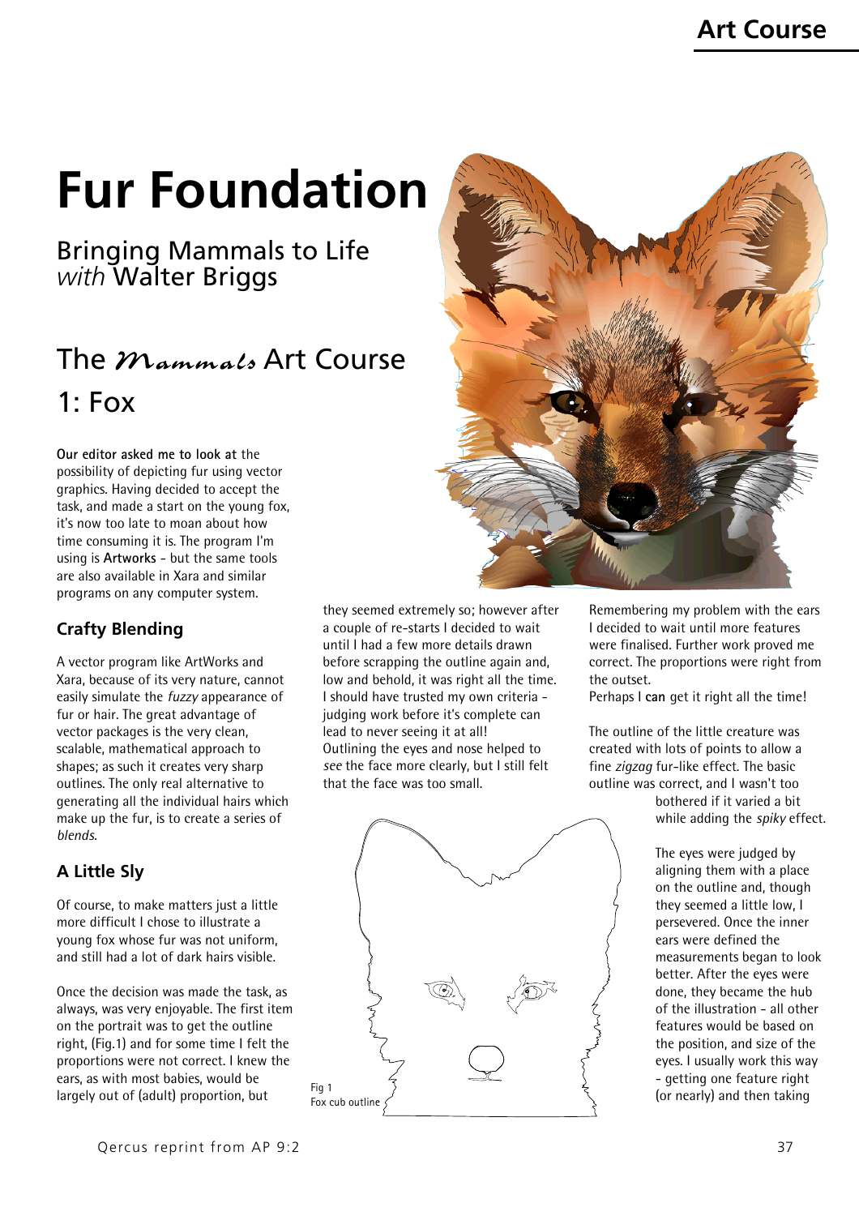# Fur Foundation

## Bringing Mammals to Life *with* Walter Briggs

## The *Mammals* Art Course 1: Fox

**Our editor asked me to look at** the possibility of depicting fur using vector graphics. Having decided to accept the task, and made a start on the young fox, it's now too late to moan about how time consuming it is. The program I'm using is **Artworks** - but the same tools are also available in Xara and similar programs on any computer system.

### Crafty Blending

A vector program like ArtWorks and Xara, because of its very nature, cannot easily simulate the *fuzzy* appearance of fur or hair. The great advantage of vector packages is the very clean, scalable, mathematical approach to shapes; as such it creates very sharp outlines. The only real alternative to generating all the individual hairs which make up the fur, is to create a series of *blends*.

### A Little Sly

Of course, to make matters just a little more difficult I chose to illustrate a young fox whose fur was not uniform, and still had a lot of dark hairs visible.

Once the decision was made the task, as always, was very enjoyable. The first item on the portrait was to get the outline right, (Fig.1) and for some time I felt the proportions were not correct. I knew the ears, as with most babies, would be largely out of (adult) proportion, but they seemed extremely so; however after a couple of re-starts I decided to wait until I had a few more details drawn before scrapping the outline again and, low and behold, it was right all the time. I should have trusted my own criteria - judging work before it's complete can lead to never seeing it at all! Outlining the eyes and nose helped to *see* the face more clearly, but I still felt that the face was too small.

Fig 1
Fox cub outline

Remembering my problem with the ears I decided to wait until more features were finalised. Further work proved me correct. The proportions were right from the outset.
Perhaps I **can** get it right all the time!

The outline of the little creature was created with lots of points to allow a fine *zigzag* fur-like effect. The basic outline was correct, and I wasn't too bothered if it varied a bit while adding the *spiky* effect.

The eyes were judged by aligning them with a place on the outline and, though they seemed a little low, I persevered. Once the inner ears were defined the measurements began to look better. After the eyes were done, they became the hub of the illustration - all other features would be based on the position, and size of the eyes. I usually work this way - getting one feature right (or nearly) and then taking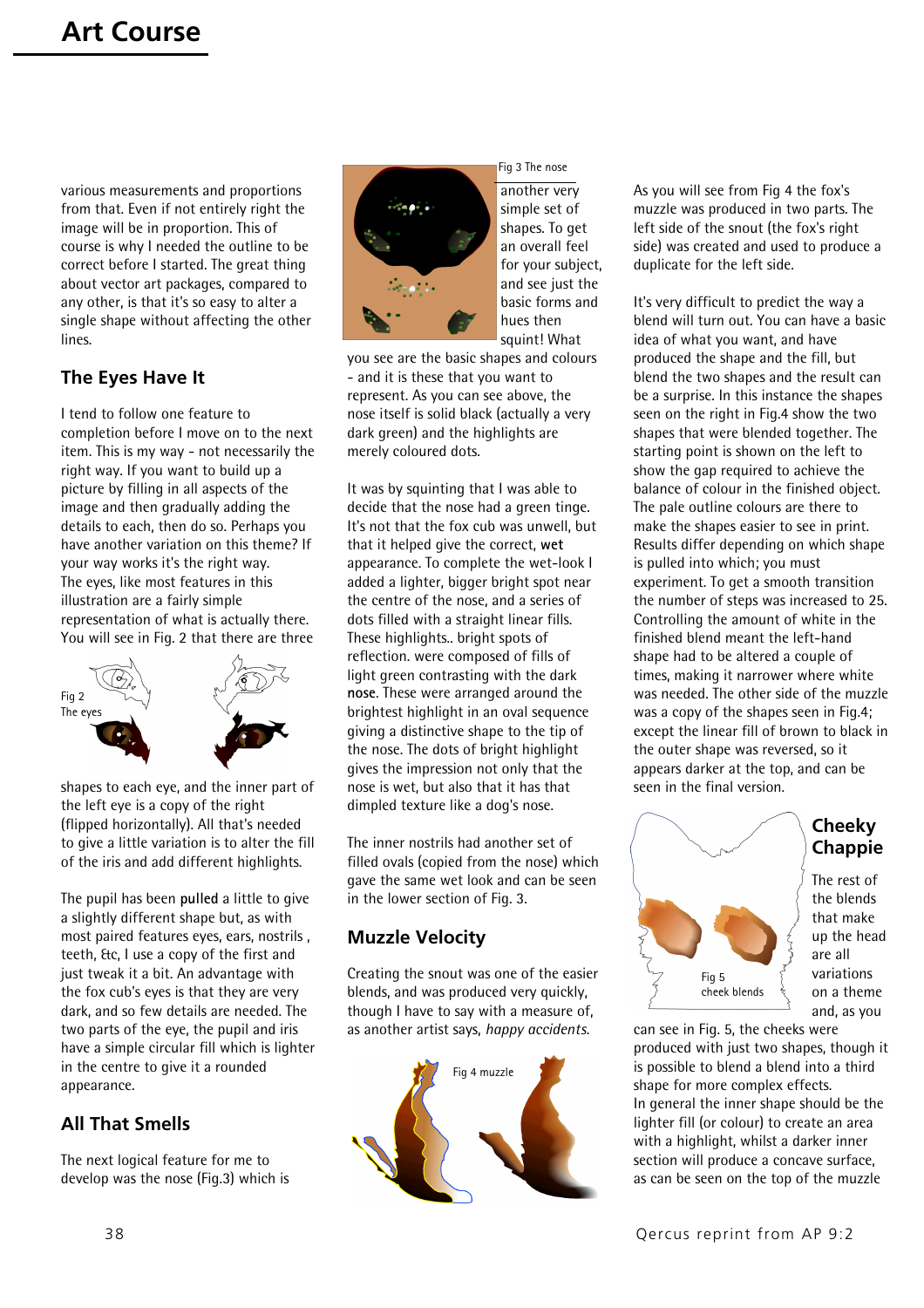various measurements and proportions from that. Even if not entirely right the image will be in proportion. This of course is why I needed the outline to be correct before I started. The great thing about vector art packages, compared to any other, is that it's so easy to alter a single shape without affecting the other lines.

## The Eyes Have It

I tend to follow one feature to completion before I move on to the next item. This is my way - not necessarily the right way. If you want to build up a picture by filling in all aspects of the image and then gradually adding the details to each, then do so. Perhaps you have another variation on this theme? If your way works it's the right way. The eyes, like most features in this illustration are a fairly simple representation of what is actually there. You will see in Fig. 2 that there are three

Fig 2
The eyes

shapes to each eye, and the inner part of the left eye is a copy of the right (flipped horizontally). All that's needed to give a little variation is to alter the fill of the iris and add different highlights.

The pupil has been **pulled** a little to give a slightly different shape but, as with most paired features eyes, ears, nostrils , teeth, &c, I use a copy of the first and just tweak it a bit. An advantage with the fox cub's eyes is that they are very dark, and so few details are needed. The two parts of the eye, the pupil and iris have a simple circular fill which is lighter in the centre to give it a rounded appearance.

## All That Smells

The next logical feature for me to develop was the nose (Fig.3) which is

Fig 3 The nose

another very simple set of shapes. To get an overall feel for your subject, and see just the basic forms and hues then squint! What you see are the basic shapes and colours - and it is these that you want to represent. As you can see above, the nose itself is solid black (actually a very dark green) and the highlights are merely coloured dots.

It was by squinting that I was able to decide that the nose had a green tinge. It's not that the fox cub was unwell, but that it helped give the correct, **wet** appearance. To complete the wet-look I added a lighter, bigger bright spot near the centre of the nose, and a series of dots filled with a straight linear fills. These highlights.. bright spots of reflection. were composed of fills of light green contrasting with the dark **nose**. These were arranged around the brightest highlight in an oval sequence giving a distinctive shape to the tip of the nose. The dots of bright highlight gives the impression not only that the nose is wet, but also that it has that dimpled texture like a dog's nose.

The inner nostrils had another set of filled ovals (copied from the nose) which gave the same wet look and can be seen in the lower section of Fig. 3.

## Muzzle Velocity

Creating the snout was one of the easier blends, and was produced very quickly, though I have to say with a measure of, as another artist says, *happy accidents*.

Fig 4 muzzle

As you will see from Fig 4 the fox's muzzle was produced in two parts. The left side of the snout (the fox's right side) was created and used to produce a duplicate for the left side.

It's very difficult to predict the way a blend will turn out. You can have a basic idea of what you want, and have produced the shape and the fill, but blend the two shapes and the result can be a surprise. In this instance the shapes seen on the right in Fig.4 show the two shapes that were blended together. The starting point is shown on the left to show the gap required to achieve the balance of colour in the finished object. The pale outline colours are there to make the shapes easier to see in print. Results differ depending on which shape is pulled into which; you must experiment. To get a smooth transition the number of steps was increased to 25. Controlling the amount of white in the finished blend meant the left-hand shape had to be altered a couple of times, making it narrower where white was needed. The other side of the muzzle was a copy of the shapes seen in Fig.4; except the linear fill of brown to black in the outer shape was reversed, so it appears darker at the top, and can be seen in the final version.

## Cheeky Chappie

Fig 5
cheek blends

The rest of the blends that make up the head are all variations on a theme and, as you can see in Fig. 5, the cheeks were produced with just two shapes, though it is possible to blend a blend into a third shape for more complex effects.
In general the inner shape should be the lighter fill (or colour) to create an area with a highlight, whilst a darker inner section will produce a concave surface, as can be seen on the top of the muzzle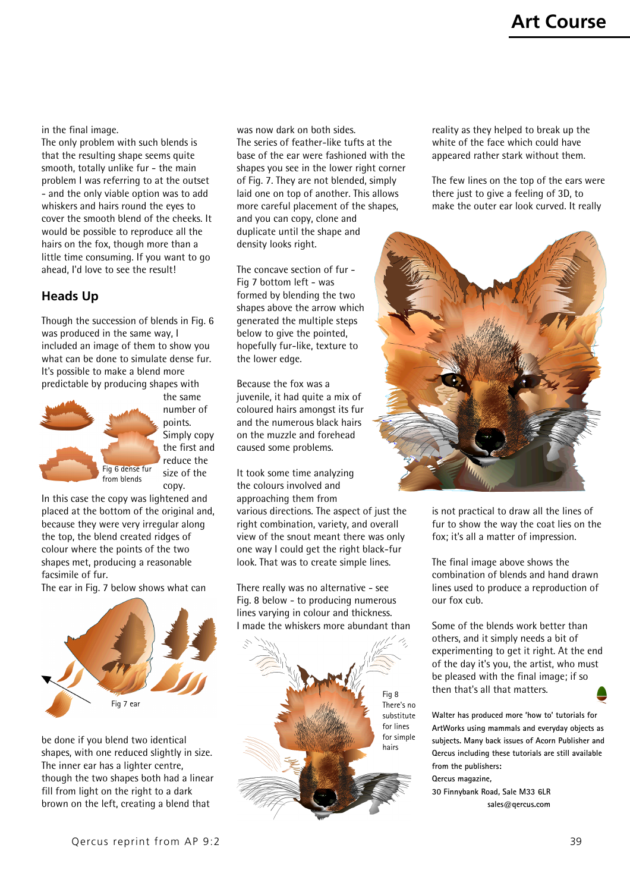in the final image.

The only problem with such blends is that the resulting shape seems quite smooth, totally unlike fur - the main problem I was referring to at the outset - and the only viable option was to add whiskers and hairs round the eyes to cover the smooth blend of the cheeks. It would be possible to reproduce all the hairs on the fox, though more than a little time consuming. If you want to go ahead, I'd love to see the result!

## Heads Up

Though the succession of blends in Fig. 6 was produced in the same way, I included an image of them to show you what can be done to simulate dense fur. It's possible to make a blend more predictable by producing shapes with the same number of points. Simply copy the first and reduce the size of the copy.

Fig 6 dense fur from blends

In this case the copy was lightened and placed at the bottom of the original and, because they were very irregular along the top, the blend created ridges of colour where the points of the two shapes met, producing a reasonable facsimile of fur.

The ear in Fig. 7 below shows what can be done if you blend two identical shapes, with one reduced slightly in size. The inner ear has a lighter centre, though the two shapes both had a linear fill from light on the right to a dark brown on the left, creating a blend that was now dark on both sides.

Fig 7 ear

The series of feather-like tufts at the base of the ear were fashioned with the shapes you see in the lower right corner of Fig. 7. They are not blended, simply laid one on top of another. This allows more careful placement of the shapes, and you can copy, clone and duplicate until the shape and density looks right.

The concave section of fur - Fig 7 bottom left - was formed by blending the two shapes above the arrow which generated the multiple steps below to give the pointed, hopefully fur-like, texture to the lower edge.

Because the fox was a juvenile, it had quite a mix of coloured hairs amongst its fur and the numerous black hairs on the muzzle and forehead caused some problems.

It took some time analyzing the colours involved and approaching them from various directions. The aspect of just the right combination, variety, and overall view of the snout meant there was only one way I could get the right black-fur look. That was to create simple lines.

There really was no alternative - see Fig. 8 below - to producing numerous lines varying in colour and thickness. I made the whiskers more abundant than reality as they helped to break up the white of the face which could have appeared rather stark without them.

Fig 8 There's no substitute for lines for simple hairs

The few lines on the top of the ears were there just to give a feeling of 3D, to make the outer ear look curved. It really is not practical to draw all the lines of fur to show the way the coat lies on the fox; it's all a matter of impression.

The final image above shows the combination of blends and hand drawn lines used to produce a reproduction of our fox cub.

Some of the blends work better than others, and it simply needs a bit of experimenting to get it right. At the end of the day it's you, the artist, who must be pleased with the final image; if so then that's all that matters.

**Walter has produced more 'how to' tutorials for ArtWorks using mammals and everyday objects as subjects. Many back issues of Acorn Publisher and Qercus including these tutorials are still available from the publishers:**
**Qercus magazine,**
**30 Finnybank Road, Sale M33 6LR**
**sales@qercus.com**

Qercus reprint from AP 9:2